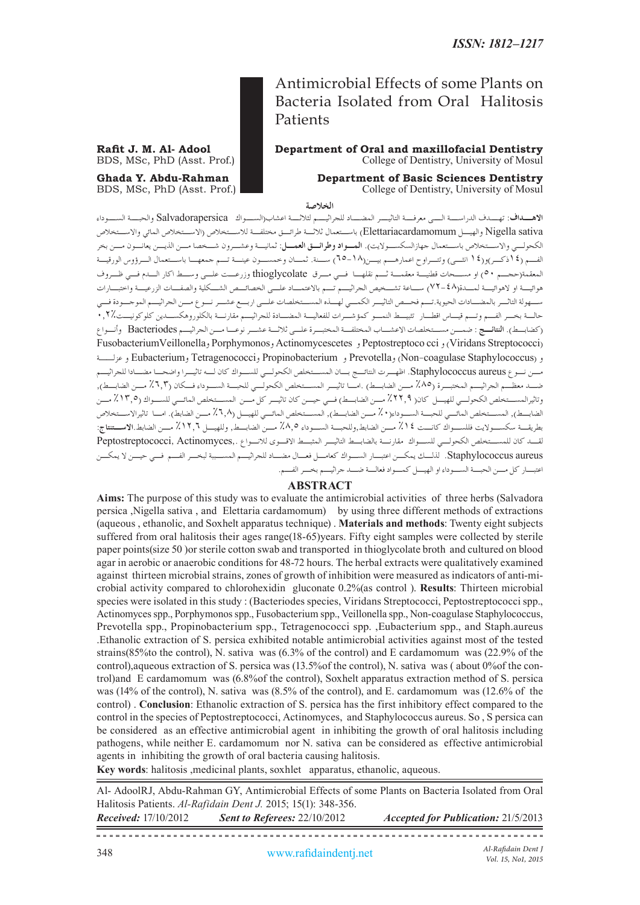ISSN: 1812–1217

# Antimicrobial Effects of some Plants on Bacteria Isolated from Oral Halitosis Patients

**Rafit J. M. Al- Adool**
BDS, MSc, PhD (Asst. Prof.)

**Department of Oral and maxillofacial Dentistry**
College of Dentistry, University of Mosul

**Ghada Y. Abdu-Rahman**
BDS, MSc, PhD (Asst. Prof.)

**Department of Basic Sciences Dentistry**
College of Dentistry, University of Mosul

## الخلاصة

**الاهـداف**: تهـدف الدراسـة الـى معرفـة التاثيـر المضـاد للجراثيـم لثلاثـة اعشاب(السـواك Salvadorapersica والحبـة السـوداء Nigella sativa والهيـل Elettariacardamomum) باسـتعمال ثلاثـة طرائـق مختلفـة للاسـتخلاص (الاسـتخلاص المائي والاسـتخلاص الكحولـي والاسـتخلاص باسـتعمال جهازالسكسـولايت). **المـواد وطرائـق العمـل**: ثمانيـة وعشـرون شـخصا مـن الذيـن يعانـون مـن بخر الفـم (١٤ذكـر)و(١٤ انثـى) وتتـراوح اعمارهـم بيـن(١٨-٦٥) سـنة. ثمـان وخمسـون عينـة تـم جمعهـا باسـتعمال الـرؤوس الورقيـة المعقمة(حجـم ٥٠) او مسـحات قطنيـة معقمـة ثـم نقلهـا فـي مـرق thioglycolate وزرعـت علـى وسـط اكار الـدم فـي ظـروف هوائيـة او لاهوائيـة لمـدة(٤٨-٧٢) سـاعة تشـخيص الجراثيـم تـم بالاعتمـاد علـى الخصائـص الشـكلية والصفـات الزرعيـة واختبـارات سـهولة التاثـر بالمضـادات الحيوية.تـم فحـص التاثيـر الكمـي لهـذه المسـتخلصات علـى اربـع عشـر نـوع مـن الجراثيـم الموجـودة فـي حالـة بخـر الفـم وتـم قيـاس اقطـار تثبيـط النمـو كمؤشـرات للفعاليـة المضـادة للجراثيـم مقارنـة بالكلوروهكسـدين كلوكونيـت٪٠,٢ (كضابـط). **النتائـج** : ضمـن مسـتخلصات الاعشـاب المختلفـة المختبـرة علـى ثلاثـة عشـر نوعـا مـن الجراثيـم Bacteriodes وأنـواع (Viridans Streptococci) و Peptostreptoco cci و Actinomycescetes وPorphymonos وFusobacteriumVeillonella و (Non-coagulase Staphylococcus) وPrevotella و Propinobacterium وTetragenococci وEubacterium و عزلـة مـن نـوع Staphylococcus aureus. اظهـرت النتائـج بـان المسـتخلص الكحولـي للسـواك كان لـه تاثيـرا واضحـا مضـادا للجراثيـم ضـد معظـم الجراثيـم المختبـرة (٪٨٥ مـن الضابـط) .امـا تاثيـر المسـتخلص الكحولـي للحبـة السـوداء فـكان (٪٦,٣ مـن الضابـط), وتاثيرالمسـتخلص الكحولـي للهيـل كان( ٪٢٢,٩ مـن الضابـط) فـي حيـن كان تاثيـر كل مـن المسـتخلص المائـي للسـواك (٪١٣,٥ مـن الضابـط), المسـتخلص المائـي للحبـة السـوداء(٪٠ مـن الضابـط), المسـتخلص المائـي للهيـل (٪٦,٨ مـن الضابط). امـا تاثيرالاسـتخلاص بطريقـة سكسـولايت فللسـواك كانـت ٪١٤ مـن الضابط,وللحبـة السـوداء ٪٨,٥ مـن الضابـط, وللهيـل ٪١٢,٦ مـن الضابط.**الاسـتنتاج**: لقـد كان للمسـتخلص الكحولـي للسـواك مقارنـة بالضابـط التاثيـر المثبـط الاقـوى للانـواع ,.Peptostreptococci, Actinomyces Staphylococcus aureus. لذلـك يمكـن اعتبـار السـواك كعامـل فعـال مضـاد للجراثيـم المسـببة لبخـر الفـم فـي حيـن لا يمكـن اعتبـار كل مـن الحبـة السـوداء او الهيـل كمـواد فعالـة ضـد جراثيـم بخـر الفـم.

## ABSTRACT

**Aims:** The purpose of this study was to evaluate the antimicrobial activities of three herbs (Salvadora persica ,Nigella sativa , and Elettaria cardamomum) by using three different methods of extractions (aqueous , ethanolic, and Soxhelt apparatus technique) . **Materials and methods**: Twenty eight subjects suffered from oral halitosis their ages range(18-65)years. Fifty eight samples were collected by sterile paper points(size 50 )or sterile cotton swab and transported in thioglycolate broth and cultured on blood agar in aerobic or anaerobic conditions for 48-72 hours. The herbal extracts were qualitatively examined against thirteen microbial strains, zones of growth of inhibition were measured as indicators of anti-microbial activity compared to chlorohexidin gluconate 0.2%(as control ). **Results**: Thirteen microbial species were isolated in this study : (Bacteriodes species, Viridans Streptococci, Peptostreptococci spp., Actinomyces spp., Porphymonos spp., Fusobacterium spp., Veillonella spp., Non-coagulase Staphylococcus, Prevotella spp., Propinobacterium spp., Tetragenococci spp. ,Eubacterium spp., and Staph.aureus .Ethanolic extraction of S. persica exhibited notable antimicrobial activities against most of the tested strains(85%to the control), N. sativa was (6.3% of the control) and E cardamomum was (22.9% of the control),aqueous extraction of S. persica was (13.5%of the control), N. sativa was ( about 0%of the control)and E cardamomum was (6.8%of the control), Soxhelt apparatus extraction method of S. persica was (14% of the control), N. sativa was (8.5% of the control), and E. cardamomum was (12.6% of the control) . **Conclusion**: Ethanolic extraction of S. persica has the first inhibitory effect compared to the control in the species of Peptostreptococci, Actinomyces, and Staphylococcus aureus. So , S persica can be considered as an effective antimicrobial agent in inhibiting the growth of oral halitosis including pathogens, while neither E. cardamomum nor N. sativa can be considered as effective antimicrobial agents in inhibiting the growth of oral bacteria causing halitosis.

**Key words**: halitosis ,medicinal plants, soxhlet apparatus, ethanolic, aqueous.

Al- AdoolRJ, Abdu-Rahman GY, Antimicrobial Effects of some Plants on Bacteria Isolated from Oral Halitosis Patients. *Al-Rafidain Dent J.* 2015; 15(1): 348-356.

***Received:*** 17/10/2012 ***Sent to Referees:*** 22/10/2012 ***Accepted for Publication:*** 21/5/2013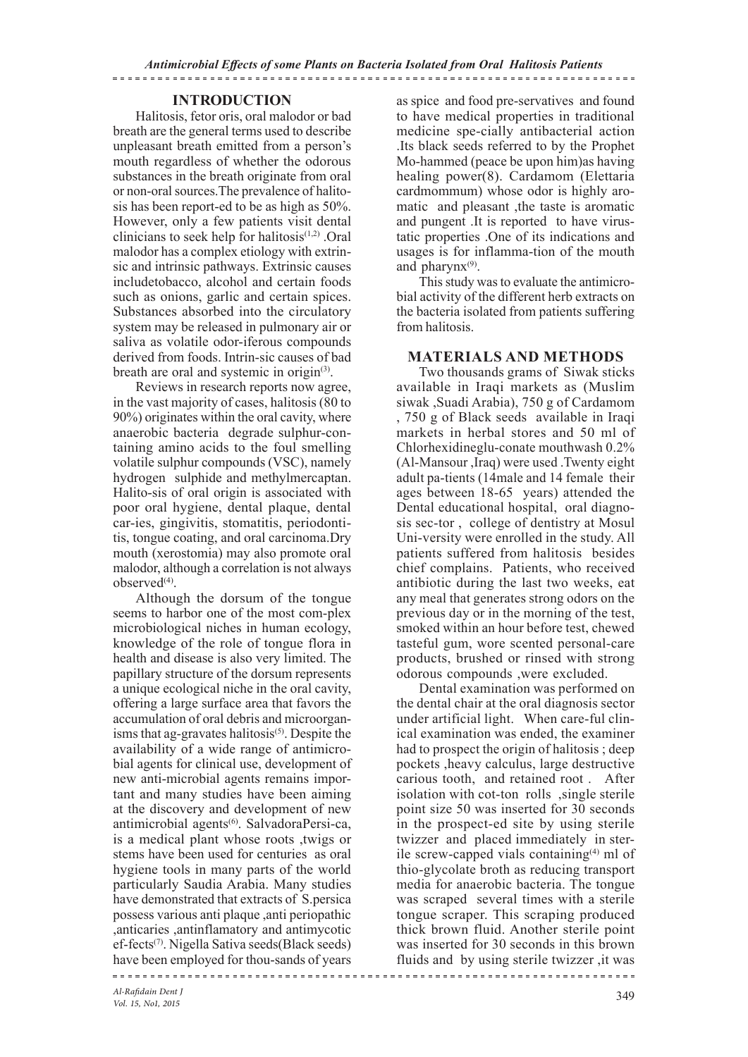## INTRODUCTION

Halitosis, fetor oris, oral malodor or bad breath are the general terms used to describe unpleasant breath emitted from a person's mouth regardless of whether the odorous substances in the breath originate from oral or non-oral sources.The prevalence of halitosis has been report-ed to be as high as 50%. However, only a few patients visit dental clinicians to seek help for halitosis[1,2] .Oral malodor has a complex etiology with extrinsic and intrinsic pathways. Extrinsic causes includetobacco, alcohol and certain foods such as onions, garlic and certain spices. Substances absorbed into the circulatory system may be released in pulmonary air or saliva as volatile odor-iferous compounds derived from foods. Intrin-sic causes of bad breath are oral and systemic in origin[3].

Reviews in research reports now agree, in the vast majority of cases, halitosis (80 to 90%) originates within the oral cavity, where anaerobic bacteria degrade sulphur-containing amino acids to the foul smelling volatile sulphur compounds (VSC), namely hydrogen sulphide and methylmercaptan. Halito-sis of oral origin is associated with poor oral hygiene, dental plaque, dental car-ies, gingivitis, stomatitis, periodonti-tis, tongue coating, and oral carcinoma.Dry mouth (xerostomia) may also promote oral malodor, although a correlation is not always observed[4].

Although the dorsum of the tongue seems to harbor one of the most com-plex microbiological niches in human ecology, knowledge of the role of tongue flora in health and disease is also very limited. The papillary structure of the dorsum represents a unique ecological niche in the oral cavity, offering a large surface area that favors the accumulation of oral debris and microorganisms that ag-gravates halitosis[5]. Despite the availability of a wide range of antimicrobial agents for clinical use, development of new anti-microbial agents remains important and many studies have been aiming at the discovery and development of new antimicrobial agents[6]. SalvadoraPersi-ca, is a medical plant whose roots ,twigs or stems have been used for centuries as oral hygiene tools in many parts of the world particularly Saudia Arabia. Many studies have demonstrated that extracts of S.persica possess various anti plaque ,anti periopathic ,anticaries ,antinflamatory and antimycotic ef-fects[7]. Nigella Sativa seeds(Black seeds) have been employed for thou-sands of years as spice and food pre-servatives and found to have medical properties in traditional medicine spe-cially antibacterial action .Its black seeds referred to by the Prophet Mo-hammed (peace be upon him)as having healing power(8). Cardamom (Elettaria cardmommum) whose odor is highly aromatic and pleasant ,the taste is aromatic and pungent .It is reported to have virus-tatic properties .One of its indications and usages is for inflamma-tion of the mouth and pharynx[9].

This study was to evaluate the antimicrobial activity of the different herb extracts on the bacteria isolated from patients suffering from halitosis.

## MATERIALS AND METHODS

Two thousands grams of Siwak sticks available in Iraqi markets as (Muslim siwak ,Suadi Arabia), 750 g of Cardamom , 750 g of Black seeds available in Iraqi markets in herbal stores and 50 ml of Chlorhexidineglu-conate mouthwash 0.2% (Al-Mansour ,Iraq) were used .Twenty eight adult pa-tients (14male and 14 female their ages between 18-65 years) attended the Dental educational hospital, oral diagnosis sec-tor , college of dentistry at Mosul Uni-versity were enrolled in the study. All patients suffered from halitosis besides chief complains. Patients, who received antibiotic during the last two weeks, eat any meal that generates strong odors on the previous day or in the morning of the test, smoked within an hour before test, chewed tasteful gum, wore scented personal-care products, brushed or rinsed with strong odorous compounds ,were excluded.

Dental examination was performed on the dental chair at the oral diagnosis sector under artificial light. When care-ful clinical examination was ended, the examiner had to prospect the origin of halitosis ; deep pockets ,heavy calculus, large destructive carious tooth, and retained root . After isolation with cot-ton rolls ,single sterile point size 50 was inserted for 30 seconds in the prospect-ed site by using sterile twizzer and placed immediately in sterile screw-capped vials containing[4] ml of thio-glycolate broth as reducing transport media for anaerobic bacteria. The tongue was scraped several times with a sterile tongue scraper. This scraping produced thick brown fluid. Another sterile point was inserted for 30 seconds in this brown fluids and by using sterile twizzer ,it was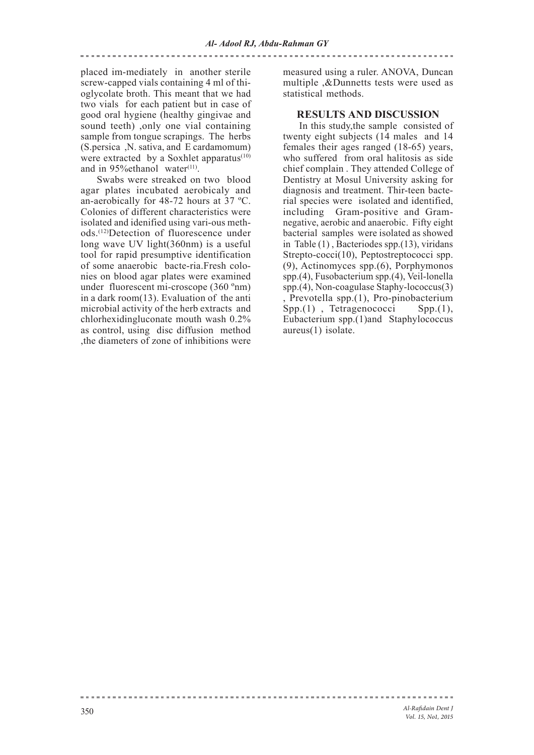placed im-mediately in another sterile screw-capped vials containing 4 ml of thi-oglycolate broth. This meant that we had two vials for each patient but in case of good oral hygiene (healthy gingivae and sound teeth) ,only one vial containing sample from tongue scrapings. The herbs (S.persica ,N. sativa, and E cardamomum) were extracted by a Soxhlet apparatus[10] and in 95%ethanol water[11].

Swabs were streaked on two blood agar plates incubated aerobicaly and an-aerobically for 48-72 hours at 37 ºC. Colonies of different characteristics were isolated and idenified using vari-ous meth-ods.[12]Detection of fluorescence under long wave UV light(360nm) is a useful tool for rapid presumptive identification of some anaerobic bacte-ria.Fresh colo-nies on blood agar plates were examined under fluorescent mi-croscope (360 ºnm) in a dark room(13). Evaluation of the anti microbial activity of the herb extracts and chlorhexidingluconate mouth wash 0.2% as control, using disc diffusion method ,the diameters of zone of inhibitions were measured using a ruler. ANOVA, Duncan multiple ,&Dunnetts tests were used as statistical methods.

## RESULTS AND DISCUSSION

In this study,the sample consisted of twenty eight subjects (14 males and 14 females their ages ranged (18-65) years, who suffered from oral halitosis as side chief complain . They attended College of Dentistry at Mosul University asking for diagnosis and treatment. Thir-teen bacte-rial species were isolated and identified, including Gram-positive and Gram-negative, aerobic and anaerobic. Fifty eight bacterial samples were isolated as showed in Table (1) , Bacteriodes spp.(13), viridans Strepto-cocci(10), Peptostreptococci spp.(9), Actinomyces spp.(6), Porphymonos spp.(4), Fusobacterium spp.(4), Veil-lonella spp.(4), Non-coagulase Staphy-lococcus(3) , Prevotella spp.(1), Pro-pinobacterium Spp.(1) , Tetragenococci Spp.(1), Eubacterium spp.(1)and Staphylococcus aureus(1) isolate.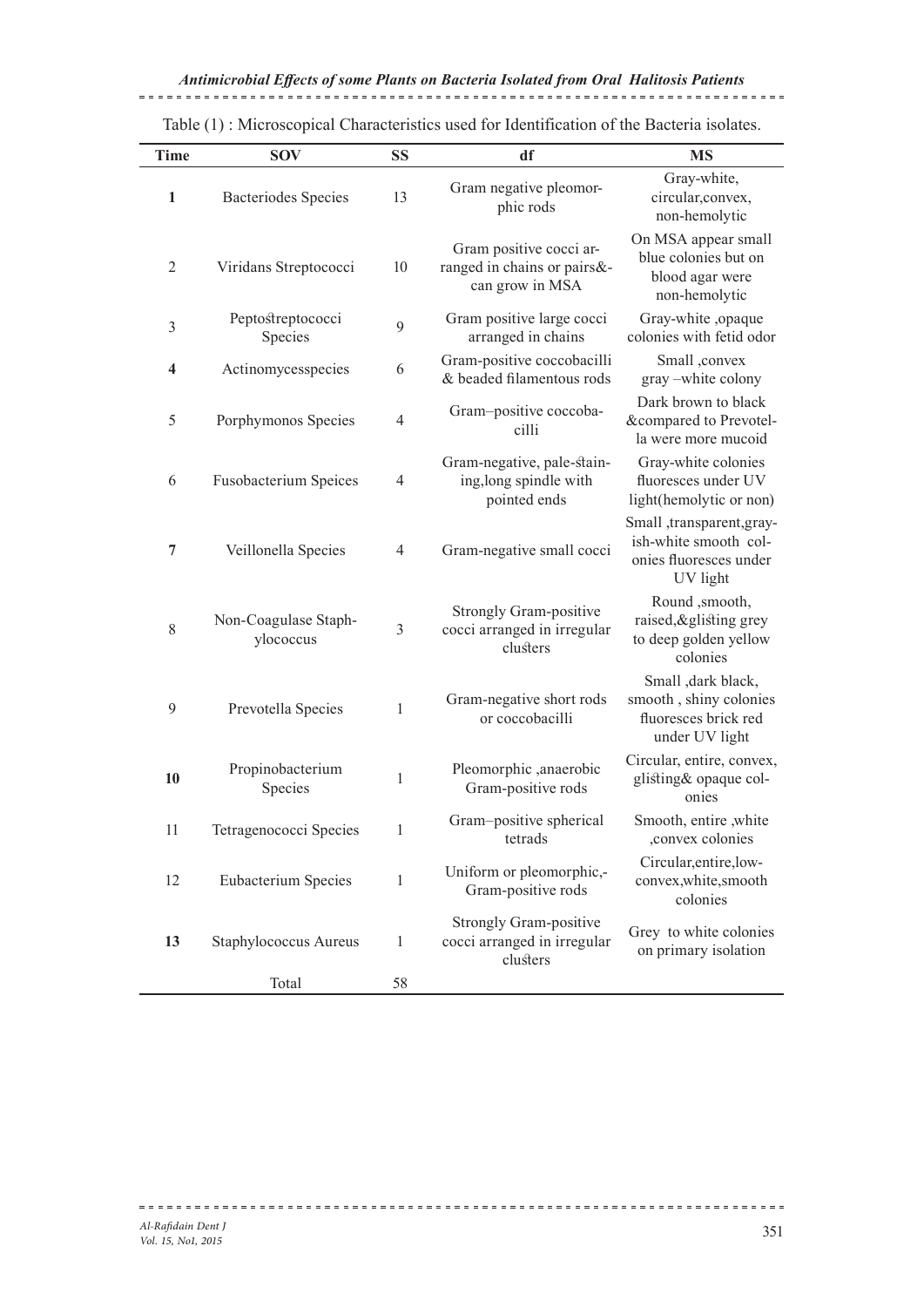Table (1) : Microscopical Characteristics used for Identification of the Bacteria isolates.

| Time | SOV | SS | df | MS |
|---|---|---|---|---|
| **1** | Bacteriodes Species | 13 | Gram negative pleomorphic rods | Gray-white, circular,convex, non-hemolytic |
| 2 | Viridans Streptococci | 10 | Gram positive cocci arranged in chains or pairs&-can grow in MSA | On MSA appear small blue colonies but on blood agar were non-hemolytic |
| 3 | Peptostreptococci Species | 9 | Gram positive large cocci arranged in chains | Gray-white ,opaque colonies with fetid odor |
| **4** | Actinomycesspecies | 6 | Gram-positive coccobacilli & beaded filamentous rods | Small ,convex gray –white colony |
| 5 | Porphymonos Species | 4 | Gram–positive coccobacilli | Dark brown to black &compared to Prevotella were more mucoid |
| 6 | Fusobacterium Speices | 4 | Gram-negative, pale-staining,long spindle with pointed ends | Gray-white colonies fluoresces under UV light(hemolytic or non) |
| **7** | Veillonella Species | 4 | Gram-negative small cocci | Small ,transparent,grayish-white smooth colonies fluoresces under UV light |
| 8 | Non-Coagulase Staphylococcus | 3 | Strongly Gram-positive cocci arranged in irregular clusters | Round ,smooth, raised,&glisting grey to deep golden yellow colonies |
| 9 | Prevotella Species | 1 | Gram-negative short rods or coccobacilli | Small ,dark black, smooth , shiny colonies fluoresces brick red under UV light |
| **10** | Propinobacterium Species | 1 | Pleomorphic ,anaerobic Gram-positive rods | Circular, entire, convex, glisting& opaque colonies |
| 11 | Tetragenococci Species | 1 | Gram–positive spherical tetrads | Smooth, entire ,white ,convex colonies |
| 12 | Eubacterium Species | 1 | Uniform or pleomorphic,-Gram-positive rods | Circular,entire,low-convex,white,smooth colonies |
| **13** | Staphylococcus Aureus | 1 | Strongly Gram-positive cocci arranged in irregular clusters | Grey to white colonies on primary isolation |
| | Total | 58 | | |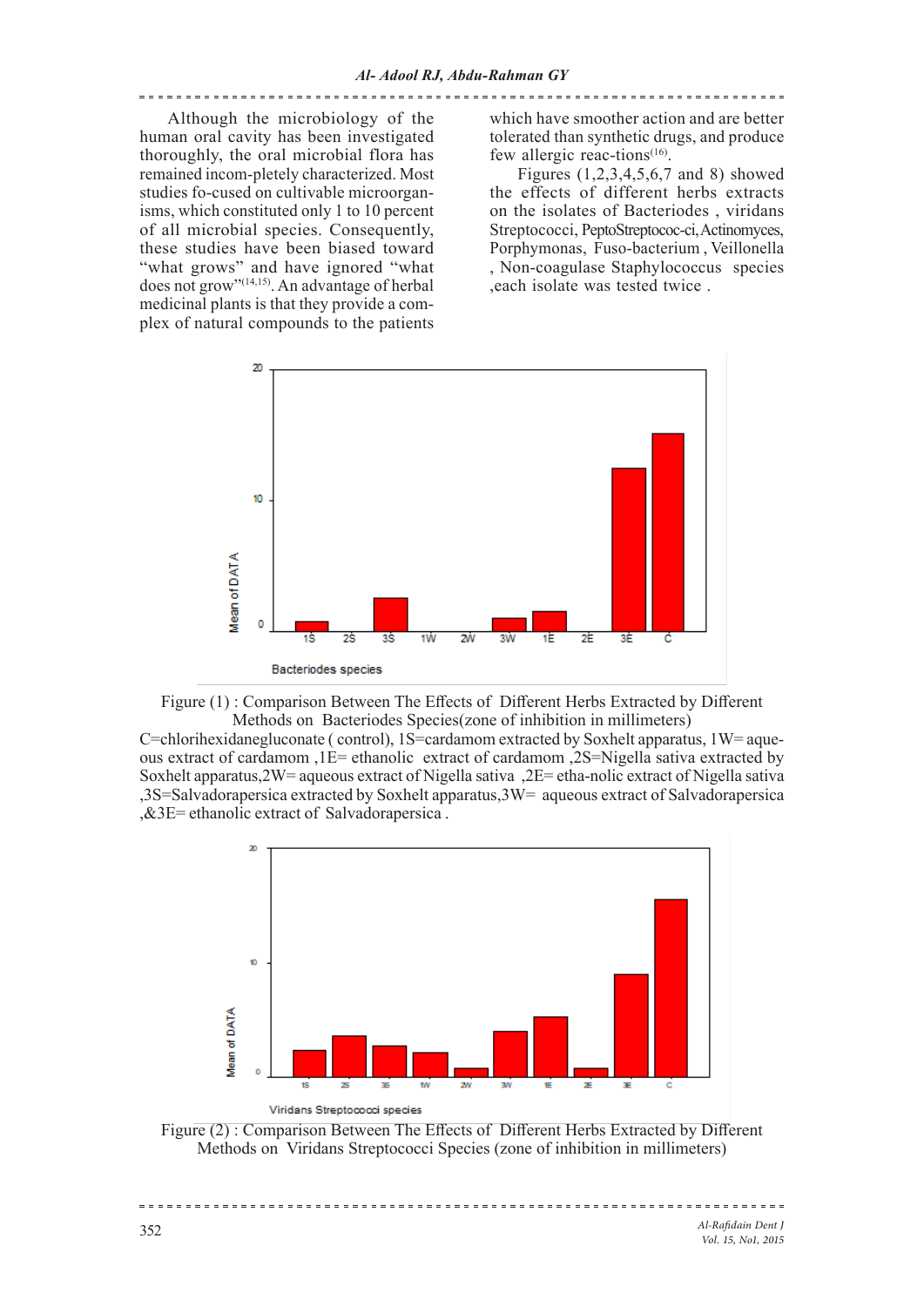Although the microbiology of the human oral cavity has been investigated thoroughly, the oral microbial flora has remained incom-pletely characterized. Most studies fo-cused on cultivable microorgan-isms, which constituted only 1 to 10 percent of all microbial species. Consequently, these studies have been biased toward "what grows" and have ignored "what does not grow"[14,15]. An advantage of herbal medicinal plants is that they provide a com-plex of natural compounds to the patients which have smoother action and are better tolerated than synthetic drugs, and produce few allergic reac-tions[16].

Figures (1,2,3,4,5,6,7 and 8) showed the effects of different herbs extracts on the isolates of Bacteriodes , viridans Streptococci, PeptoStreptococ-ci, Actinomyces, Porphymonas, Fuso-bacterium , Veillonella , Non-coagulase Staphylococcus species ,each isolate was tested twice .

Figure (1) : Comparison Between The Effects of Different Herbs Extracted by Different Methods on Bacteriodes Species(zone of inhibition in millimeters)

C=chlorihexidanegluconate ( control), 1S=cardamom extracted by Soxhelt apparatus, 1W= aqueous extract of cardamom ,1E= ethanolic extract of cardamom ,2S=Nigella sativa extracted by Soxhelt apparatus,2W= aqueous extract of Nigella sativa ,2E= etha-nolic extract of Nigella sativa ,3S=Salvadorapersica extracted by Soxhelt apparatus,3W= aqueous extract of Salvadorapersica ,&3E= ethanolic extract of Salvadorapersica .

Figure (2) : Comparison Between The Effects of Different Herbs Extracted by Different Methods on Viridans Streptococci Species (zone of inhibition in millimeters)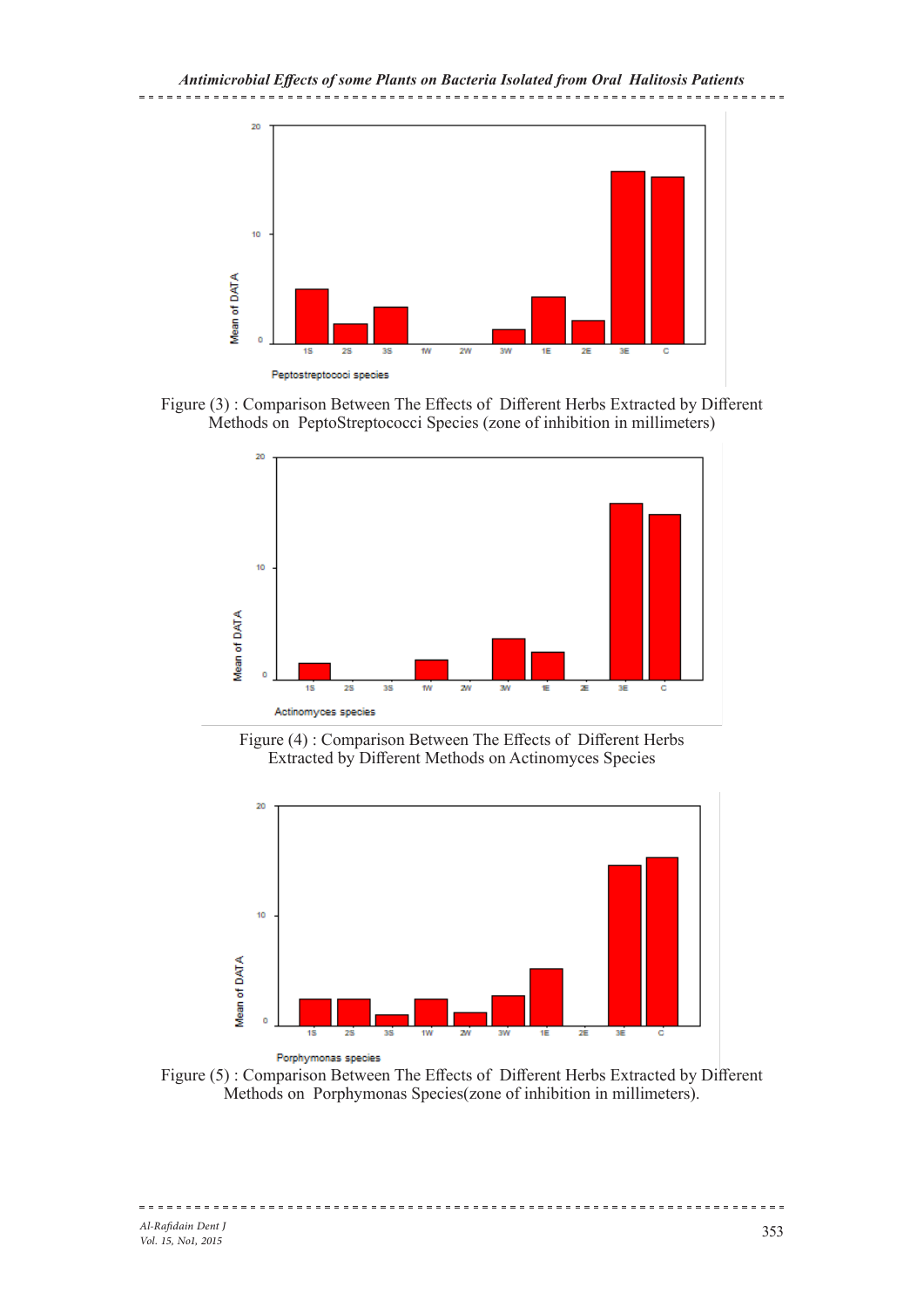Figure (3) : Comparison Between The Effects of Different Herbs Extracted by Different Methods on PeptoStreptococci Species (zone of inhibition in millimeters)

Figure (4) : Comparison Between The Effects of Different Herbs Extracted by Different Methods on Actinomyces Species

Figure (5) : Comparison Between The Effects of Different Herbs Extracted by Different Methods on Porphymonas Species(zone of inhibition in millimeters).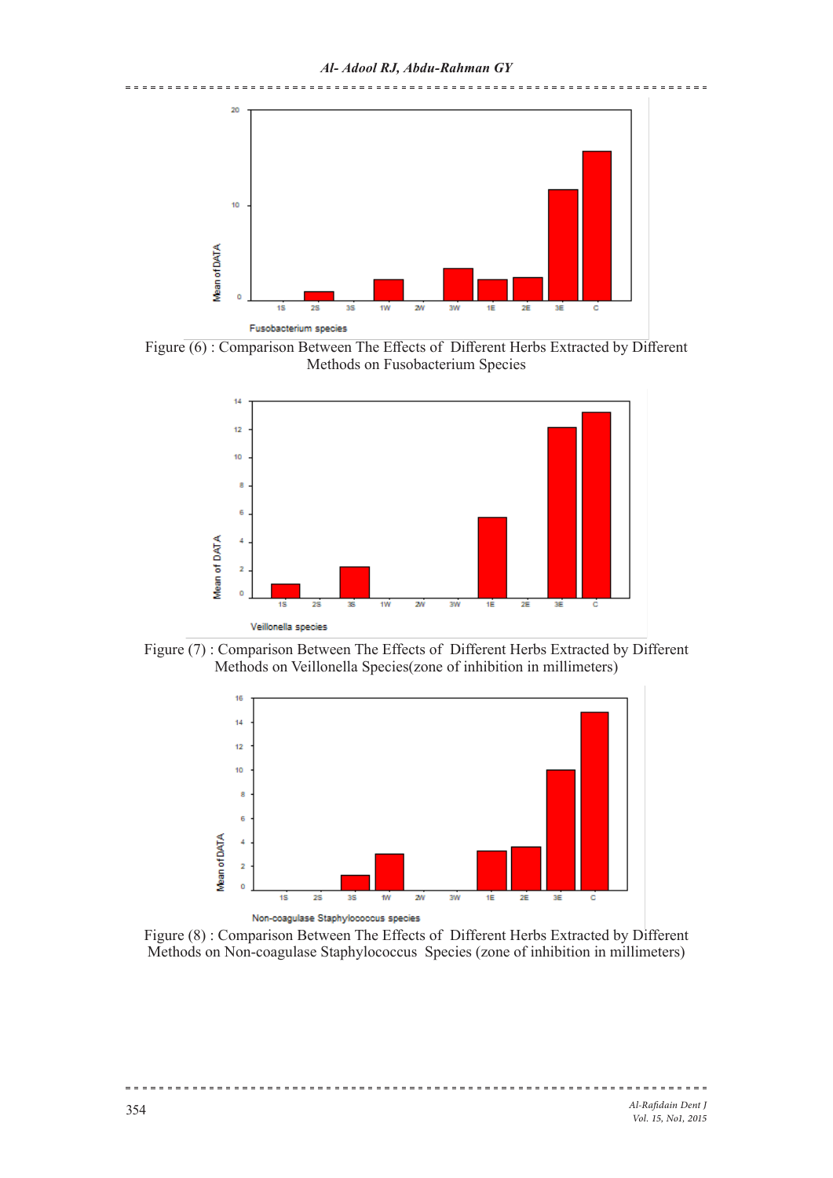Figure (6) : Comparison Between The Effects of Different Herbs Extracted by Different Methods on Fusobacterium Species

Figure (7) : Comparison Between The Effects of Different Herbs Extracted by Different Methods on Veillonella Species(zone of inhibition in millimeters)

Figure (8) : Comparison Between The Effects of Different Herbs Extracted by Different Methods on Non-coagulase Staphylococcus Species (zone of inhibition in millimeters)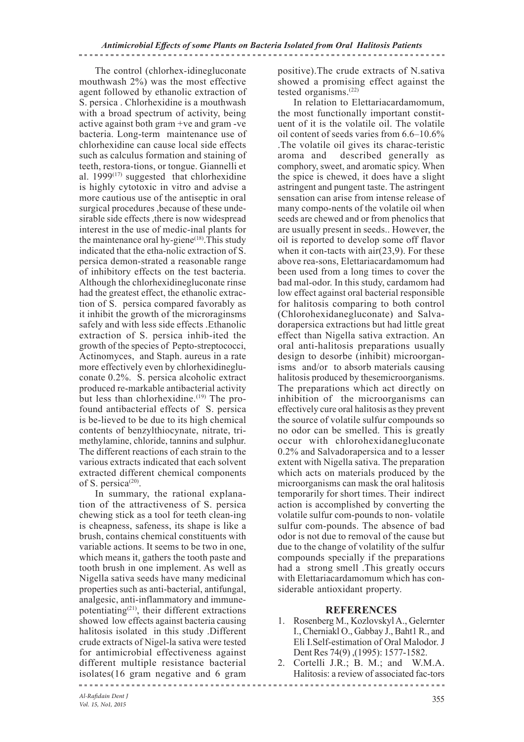The control (chlorhex-idinegluconate mouthwash 2%) was the most effective agent followed by ethanolic extraction of S. persica . Chlorhexidine is a mouthwash with a broad spectrum of activity, being active against both gram +ve and gram -ve bacteria. Long-term maintenance use of chlorhexidine can cause local side effects such as calculus formation and staining of teeth, restora-tions, or tongue. Giannelli et al. 1999[17] suggested that chlorhexidine is highly cytotoxic in vitro and advise a more cautious use of the antiseptic in oral surgical procedures ,because of these unde-sirable side effects ,there is now widespread interest in the use of medic-inal plants for the maintenance oral hy-giene[18].This study indicated that the etha-nolic extraction of S. persica demon-strated a reasonable range of inhibitory effects on the test bacteria. Although the chlorhexidinegluconate rinse had the greatest effect, the ethanolic extrac-tion of S. persica compared favorably as it inhibit the growth of the microraginsms safely and with less side effects .Ethanolic extraction of S. persica inhib-ited the growth of the species of Pepto-streptococci, Actinomyces, and Staph. aureus in a rate more effectively even by chlorhexidineglu-conate 0.2%. S. persica alcoholic extract produced re-markable antibacterial activity but less than chlorhexidine.[19] The pro-found antibacterial effects of S. persica is be-lieved to be due to its high chemical contents of benzylthiocynate, nitrate, tri-methylamine, chloride, tannins and sulphur. The different reactions of each strain to the various extracts indicated that each solvent extracted different chemical components of S. persica[20].

In summary, the rational explana-tion of the attractiveness of S. persica chewing stick as a tool for teeth clean-ing is cheapness, safeness, its shape is like a brush, contains chemical constituents with variable actions. It seems to be two in one, which means it, gathers the tooth paste and tooth brush in one implement. As well as Nigella sativa seeds have many medicinal properties such as anti-bacterial, antifungal, analgesic, anti-inflammatory and immune-potentiating[21], their different extractions showed low effects against bacteria causing halitosis isolated in this study .Different crude extracts of Nigel-la sativa were tested for antimicrobial effectiveness against different multiple resistance bacterial isolates(16 gram negative and 6 gram positive).The crude extracts of N.sativa showed a promising effect against the tested organisms.[22]

In relation to Elettariacardamomum, the most functionally important constit-uent of it is the volatile oil. The volatile oil content of seeds varies from 6.6–10.6% .The volatile oil gives its charac-teristic aroma and described generally as comphory, sweet, and aromatic spicy. When the spice is chewed, it does have a slight astringent and pungent taste. The astringent sensation can arise from intense release of many compo-nents of the volatile oil when seeds are chewed and or from phenolics that are usually present in seeds.. However, the oil is reported to develop some off flavor when it con-tacts with air(23,9). For these above rea-sons, Elettariacardamomum had been used from a long times to cover the bad mal-odor. In this study, cardamom had low effect against oral bacterial responsible for halitosis comparing to both control (Chlorohexidanegluconate) and Salva-dorapersica extractions but had little great effect than Nigella sativa extraction. An oral anti-halitosis preparations usually design to desorbe (inhibit) microorgan-isms and/or to absorb materials causing halitosis produced by thesemicroorganisms. The preparations which act directly on inhibition of the microorganisms can effectively cure oral halitosis as they prevent the source of volatile sulfur compounds so no odor can be smelled. This is greatly occur with chlorohexidanegluconate 0.2% and Salvadorapersica and to a lesser extent with Nigella sativa. The preparation which acts on materials produced by the microorganisms can mask the oral halitosis temporarily for short times. Their indirect action is accomplished by converting the volatile sulfur com-pounds to non- volatile sulfur com-pounds. The absence of bad odor is not due to removal of the cause but due to the change of volatility of the sulfur compounds specially if the preparations had a strong smell .This greatly occurs with Elettariacardamomum which has con-siderable antioxidant property.

## REFERENCES

1. Rosenberg M., Kozlovskyl A., Gelernter I., Cherniakl O., Gabbay J., Baht1 R., and Eli I.Self-estimation of Oral Malodor. J Dent Res 74(9) ,(1995): 1577-1582.
2. Cortelli J.R.; B. M.; and W.M.A. Halitosis: a review of associated fac-tors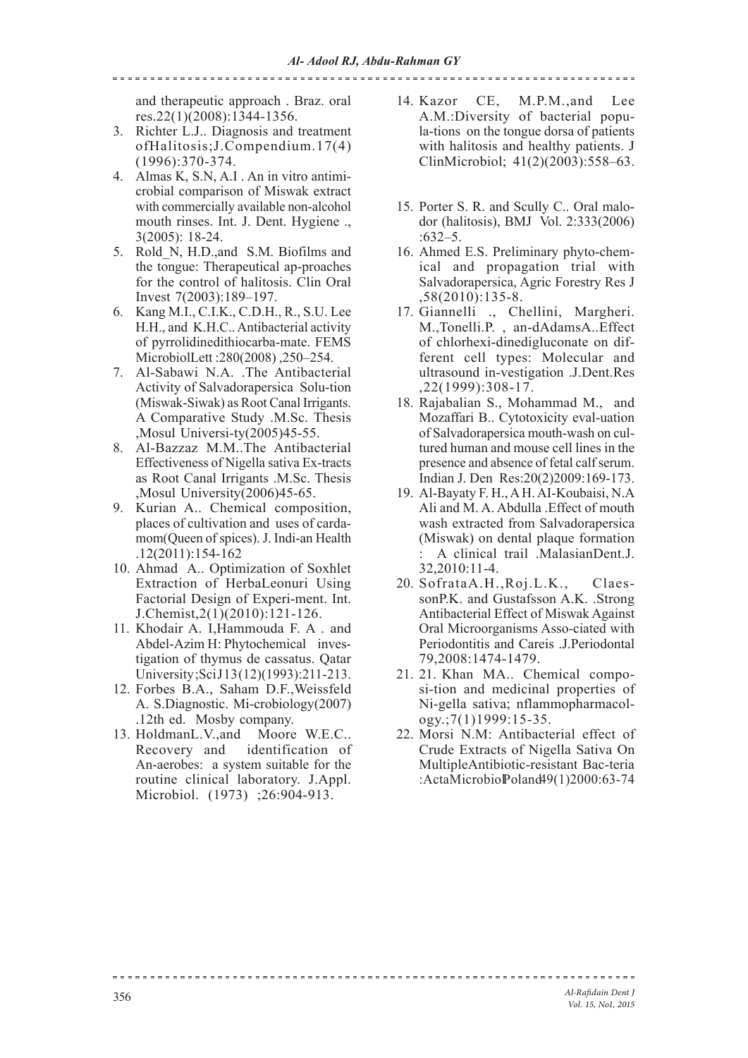and therapeutic approach . Braz. oral res.22(1)(2008):1344-1356.

3. Richter L.J.. Diagnosis and treatment ofHalitosis;J.Compendium.17(4)(1996):370-374.
4. Almas K, S.N, A.I . An in vitro antimicrobial comparison of Miswak extract with commercially available non-alcohol mouth rinses. Int. J. Dent. Hygiene ., 3(2005): 18-24.
5. Rold_N, H.D.,and S.M. Biofilms and the tongue: Therapeutical ap-proaches for the control of halitosis. Clin Oral Invest 7(2003):189–197.
6. Kang M.I., C.I.K., C.D.H., R., S.U. Lee H.H., and K.H.C.. Antibacterial activity of pyrrolidinedithiocarba-mate. FEMS MicrobiolLett :280(2008) ,250–254.
7. Al-Sabawi N.A. .The Antibacterial Activity of Salvadorapersica Solu-tion (Miswak-Siwak) as Root Canal Irrigants. A Comparative Study .M.Sc. Thesis ,Mosul Universi-ty(2005)45-55.
8. Al-Bazzaz M.M..The Antibacterial Effectiveness of Nigella sativa Ex-tracts as Root Canal Irrigants .M.Sc. Thesis ,Mosul University(2006)45-65.
9. Kurian A.. Chemical composition, places of cultivation and uses of carda-mom(Queen of spices). J. Indi-an Health .12(2011):154-162
10. Ahmad A.. Optimization of Soxhlet Extraction of HerbaLeonuri Using Factorial Design of Experi-ment. Int. J.Chemist,2(1)(2010):121-126.
11. Khodair A. I,Hammouda F. A . and Abdel-Azim H: Phytochemical inves-tigation of thymus de cassatus. Qatar University;SciJ13(12)(1993):211-213.
12. Forbes B.A., Saham D.F.,Weissfeld A. S.Diagnostic. Mi-crobiology(2007) .12th ed. Mosby company.
13. HoldmanL.V.,and Moore W.E.C.. Recovery and identification of An-aerobes: a system suitable for the routine clinical laboratory. J.Appl. Microbiol. (1973) ;26:904-913.
14. Kazor CE, M.P.M.,and Lee A.M.:Diversity of bacterial popu-la-tions on the tongue dorsa of patients with halitosis and healthy patients. J ClinMicrobiol; 41(2)(2003):558–63.
15. Porter S. R. and Scully C.. Oral malodor (halitosis), BMJ Vol. 2:333(2006) :632–5.
16. Ahmed E.S. Preliminary phyto-chemical and propagation trial with Salvadorapersica, Agric Forestry Res J ,58(2010):135-8.
17. Giannelli ., Chellini, Margheri. M.,Tonelli.P. , an-dAdamsA..Effect of chlorhexi-dinedigluconate on different cell types: Molecular and ultrasound in-vestigation .J.Dent.Res ,22(1999):308-17.
18. Rajabalian S., Mohammad M., and Mozaffari B.. Cytotoxicity eval-uation of Salvadorapersica mouth-wash on cultured human and mouse cell lines in the presence and absence of fetal calf serum. Indian J. Den Res:20(2)2009:169-173.
19. Al-Bayaty F. H., A H. AI-Koubaisi, N.A Ali and M. A. Abdulla .Effect of mouth wash extracted from Salvadorapersica (Miswak) on dental plaque formation : A clinical trail .MalasianDent.J. 32,2010:11-4.
20. SofrataA.H.,Roj.L.K., ClaessonP.K. and Gustafsson A.K. .Strong Antibacterial Effect of Miswak Against Oral Microorganisms Asso-ciated with Periodontitis and Careis .J.Periodontal 79,2008:1474-1479.
21. 21. Khan MA.. Chemical compo-si-tion and medicinal properties of Ni-gella sativa; nflammopharmacol-ogy.;7(1)1999:15-35.
22. Morsi N.M: Antibacterial effect of Crude Extracts of Nigella Sativa On MultipleAntibiotic-resistant Bac-teria :ActaMicrobiolPoland49(1)2000:63-74